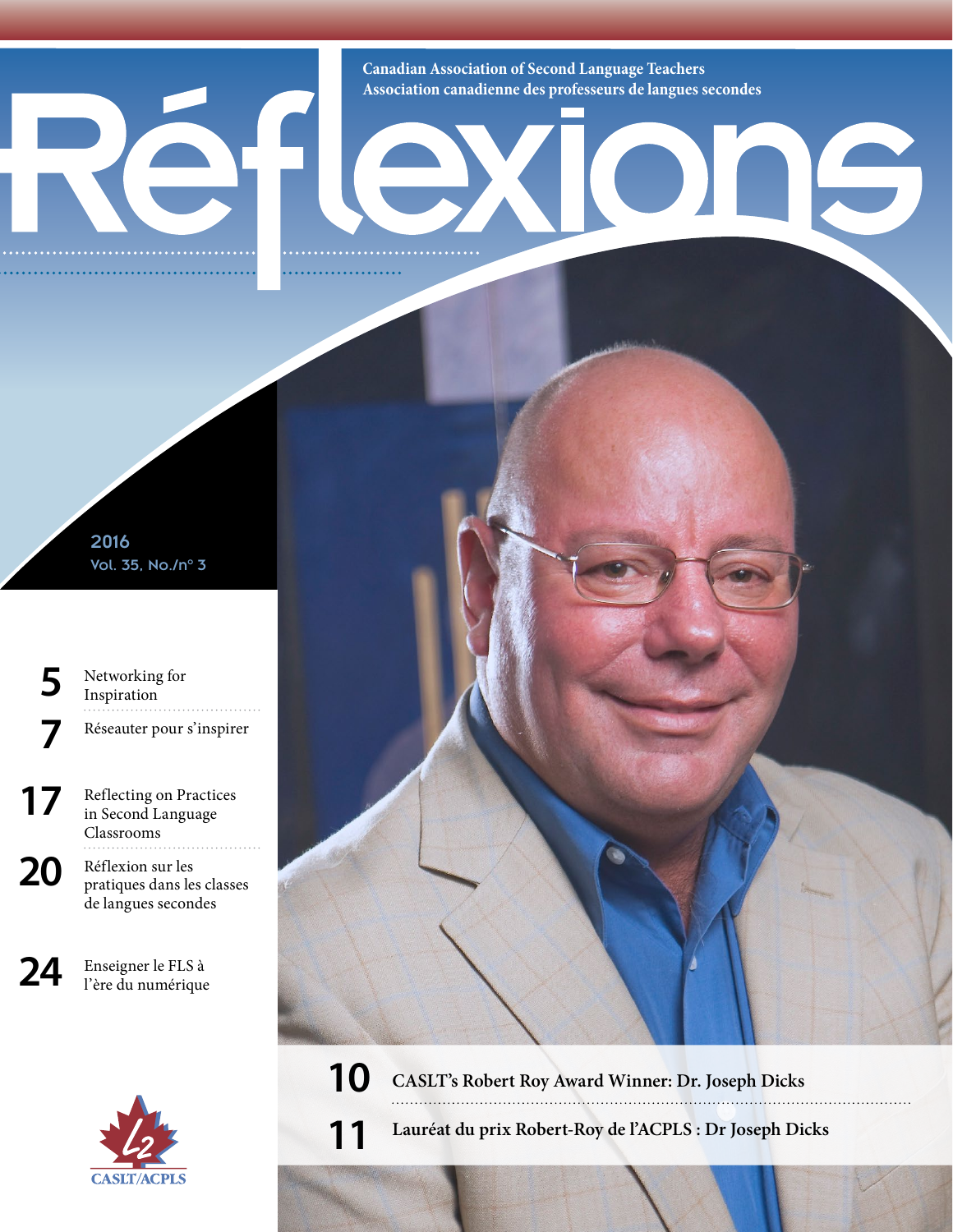Canadian Association of Second Language Teachers
Association canadienne des professeurs de langues secondes

# Réflexions

2016
Vol. 35, No./nº 3

**5** Networking for Inspiration

**7** Réseauter pour s'inspirer

**17** Reflecting on Practices in Second Language Classrooms

**20** Réflexion sur les pratiques dans les classes de langues secondes

**24** Enseigner le FLS à l'ère du numérique

**10** CASLT's Robert Roy Award Winner: Dr. Joseph Dicks

**11** Lauréat du prix Robert-Roy de l'ACPLS : Dr Joseph Dicks

CASLT/ACPLS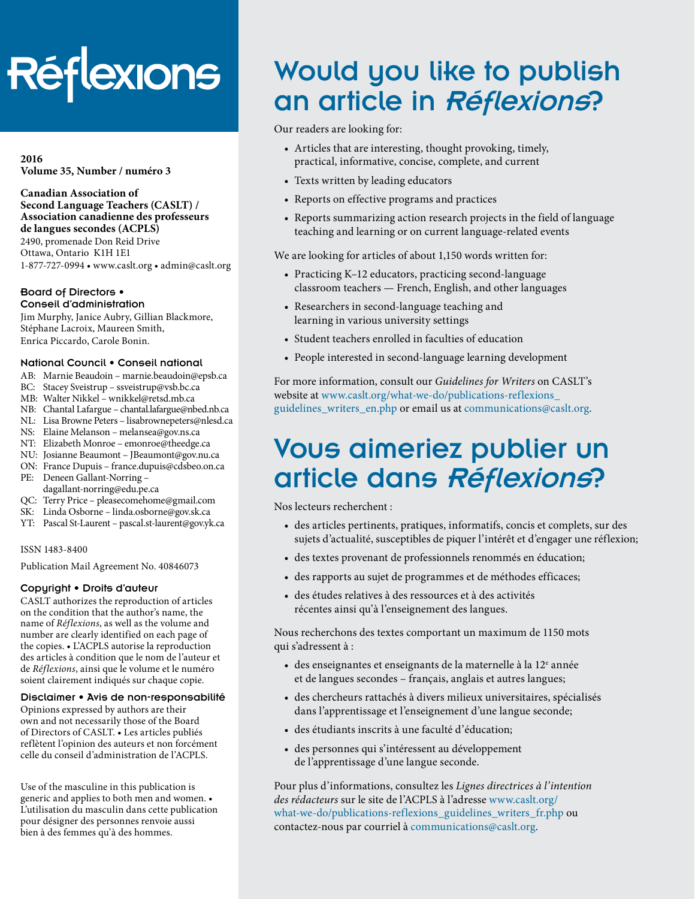# Réflexions

**2016**
**Volume 35, Number / numéro 3**

**Canadian Association of Second Language Teachers (CASLT) / Association canadienne des professeurs de langues secondes (ACPLS)**
2490, promenade Don Reid Drive
Ottawa, Ontario K1H 1E1
1-877-727-0994 • www.caslt.org • admin@caslt.org

### Board of Directors • Conseil d'administration

Jim Murphy, Janice Aubry, Gillian Blackmore, Stéphane Lacroix, Maureen Smith, Enrica Piccardo, Carole Bonin.

### National Council • Conseil national

AB: Marnie Beaudoin – marnie.beaudoin@epsb.ca
BC: Stacey Sveistrup – ssveistrup@vsb.bc.ca
MB: Walter Nikkel – wnikkel@retsd.mb.ca
NB: Chantal Lafargue – chantal.lafargue@nbed.nb.ca
NL: Lisa Browne Peters – lisabrownepeters@nlesd.ca
NS: Elaine Melanson – melansea@gov.ns.ca
NT: Elizabeth Monroe – emonroe@theedge.ca
NU: Josianne Beaumont – JBeaumont@gov.nu.ca
ON: France Dupuis – france.dupuis@cdsbeo.on.ca
PE: Deneen Gallant-Norring – dagallant-norring@edu.pe.ca
QC: Terry Price – pleasecomehome@gmail.com
SK: Linda Osborne – linda.osborne@gov.sk.ca
YT: Pascal St-Laurent – pascal.st-laurent@gov.yk.ca

ISSN 1483-8400

Publication Mail Agreement No. 40846073

### Copyright • Droits d'auteur

CASLT authorizes the reproduction of articles on the condition that the author's name, the name of *Réflexions*, as well as the volume and number are clearly identified on each page of the copies. • L'ACPLS autorise la reproduction des articles à condition que le nom de l'auteur et de *Réflexions*, ainsi que le volume et le numéro soient clairement indiqués sur chaque copie.

### Disclaimer • Avis de non-responsabilité

Opinions expressed by authors are their own and not necessarily those of the Board of Directors of CASLT. • Les articles publiés reflètent l'opinion des auteurs et non forcément celle du conseil d'administration de l'ACPLS.

Use of the masculine in this publication is generic and applies to both men and women. • L'utilisation du masculin dans cette publication pour désigner des personnes renvoie aussi bien à des femmes qu'à des hommes.

## Would you like to publish an article in *Réflexions*?

Our readers are looking for:

- Articles that are interesting, thought provoking, timely, practical, informative, concise, complete, and current
- Texts written by leading educators
- Reports on effective programs and practices
- Reports summarizing action research projects in the field of language teaching and learning or on current language-related events

We are looking for articles of about 1,150 words written for:

- Practicing K–12 educators, practicing second-language classroom teachers — French, English, and other languages
- Researchers in second-language teaching and learning in various university settings
- Student teachers enrolled in faculties of education
- People interested in second-language learning development

For more information, consult our *Guidelines for Writers* on CASLT's website at www.caslt.org/what-we-do/publications-reflexions_guidelines_writers_en.php or email us at communications@caslt.org.

## Vous aimeriez publier un article dans *Réflexions*?

Nos lecteurs recherchent :

- des articles pertinents, pratiques, informatifs, concis et complets, sur des sujets d'actualité, susceptibles de piquer l'intérêt et d'engager une réflexion;
- des textes provenant de professionnels renommés en éducation;
- des rapports au sujet de programmes et de méthodes efficaces;
- des études relatives à des ressources et à des activités récentes ainsi qu'à l'enseignement des langues.

Nous recherchons des textes comportant un maximum de 1150 mots qui s'adressent à :

- des enseignantes et enseignants de la maternelle à la 12e année et de langues secondes – français, anglais et autres langues;
- des chercheurs rattachés à divers milieux universitaires, spécialisés dans l'apprentissage et l'enseignement d'une langue seconde;
- des étudiants inscrits à une faculté d'éducation;
- des personnes qui s'intéressent au développement de l'apprentissage d'une langue seconde.

Pour plus d'informations, consultez les *Lignes directrices à l'intention des rédacteurs* sur le site de l'ACPLS à l'adresse www.caslt.org/what-we-do/publications-reflexions_guidelines_writers_fr.php ou contactez-nous par courriel à communications@caslt.org.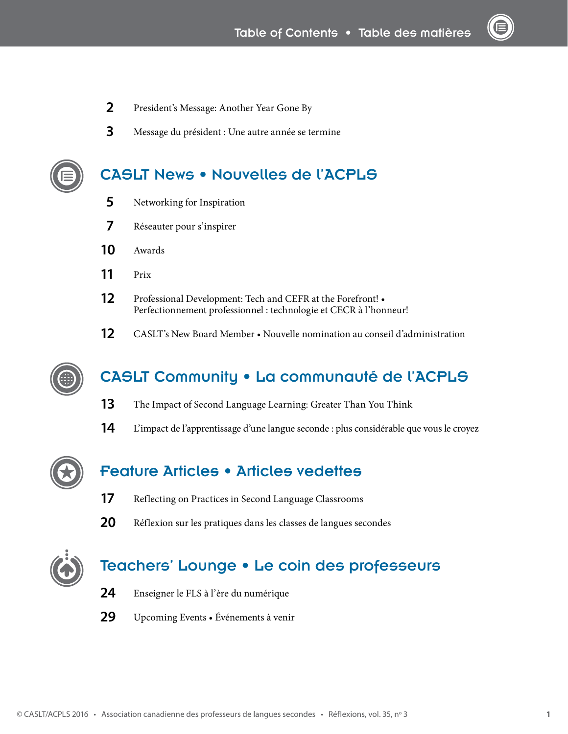# Table of Contents • Table des matières

**2** President's Message: Another Year Gone By

**3** Message du président : Une autre année se termine

## CASLT News • Nouvelles de l'ACPLS

**5** Networking for Inspiration

**7** Réseauter pour s'inspirer

**10** Awards

**11** Prix

**12** Professional Development: Tech and CEFR at the Forefront! • Perfectionnement professionnel : technologie et CECR à l'honneur!

**12** CASLT's New Board Member • Nouvelle nomination au conseil d'administration

## CASLT Community • La communauté de l'ACPLS

**13** The Impact of Second Language Learning: Greater Than You Think

**14** L'impact de l'apprentissage d'une langue seconde : plus considérable que vous le croyez

## Feature Articles • Articles vedettes

**17** Reflecting on Practices in Second Language Classrooms

**20** Réflexion sur les pratiques dans les classes de langues secondes

## Teachers' Lounge • Le coin des professeurs

**24** Enseigner le FLS à l'ère du numérique

**29** Upcoming Events • Événements à venir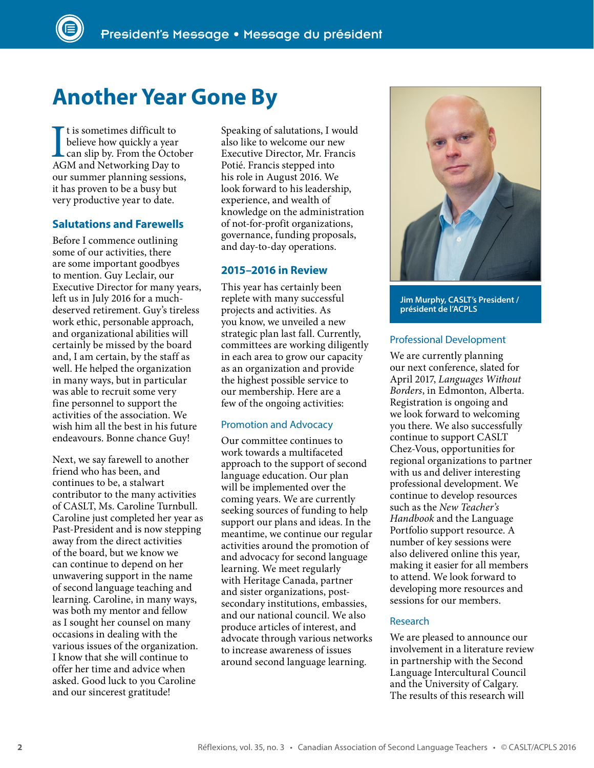# Another Year Gone By

It is sometimes difficult to believe how quickly a year can slip by. From the October AGM and Networking Day to our summer planning sessions, it has proven to be a busy but very productive year to date.

## Salutations and Farewells

Before I commence outlining some of our activities, there are some important goodbyes to mention. Guy Leclair, our Executive Director for many years, left us in July 2016 for a much-deserved retirement. Guy's tireless work ethic, personable approach, and organizational abilities will certainly be missed by the board and, I am certain, by the staff as well. He helped the organization in many ways, but in particular was able to recruit some very fine personnel to support the activities of the association. We wish him all the best in his future endeavours. Bonne chance Guy!

Next, we say farewell to another friend who has been, and continues to be, a stalwart contributor to the many activities of CASLT, Ms. Caroline Turnbull. Caroline just completed her year as Past-President and is now stepping away from the direct activities of the board, but we know we can continue to depend on her unwavering support in the name of second language teaching and learning. Caroline, in many ways, was both my mentor and fellow as I sought her counsel on many occasions in dealing with the various issues of the organization. I know that she will continue to offer her time and advice when asked. Good luck to you Caroline and our sincerest gratitude!

Speaking of salutations, I would also like to welcome our new Executive Director, Mr. Francis Potié. Francis stepped into his role in August 2016. We look forward to his leadership, experience, and wealth of knowledge on the administration of not-for-profit organizations, governance, funding proposals, and day-to-day operations.

## 2015–2016 in Review

This year has certainly been replete with many successful projects and activities. As you know, we unveiled a new strategic plan last fall. Currently, committees are working diligently in each area to grow our capacity as an organization and provide the highest possible service to our membership. Here are a few of the ongoing activities:

### Promotion and Advocacy

Our committee continues to work towards a multifaceted approach to the support of second language education. Our plan will be implemented over the coming years. We are currently seeking sources of funding to help support our plans and ideas. In the meantime, we continue our regular activities around the promotion of and advocacy for second language learning. We meet regularly with Heritage Canada, partner and sister organizations, post-secondary institutions, embassies, and our national council. We also produce articles of interest, and advocate through various networks to increase awareness of issues around second language learning.

**Jim Murphy, CASLT's President / président de l'ACPLS**

### Professional Development

We are currently planning our next conference, slated for April 2017, *Languages Without Borders*, in Edmonton, Alberta. Registration is ongoing and we look forward to welcoming you there. We also successfully continue to support CASLT Chez-Vous, opportunities for regional organizations to partner with us and deliver interesting professional development. We continue to develop resources such as the *New Teacher's Handbook* and the Language Portfolio support resource. A number of key sessions were also delivered online this year, making it easier for all members to attend. We look forward to developing more resources and sessions for our members.

### Research

We are pleased to announce our involvement in a literature review in partnership with the Second Language Intercultural Council and the University of Calgary. The results of this research will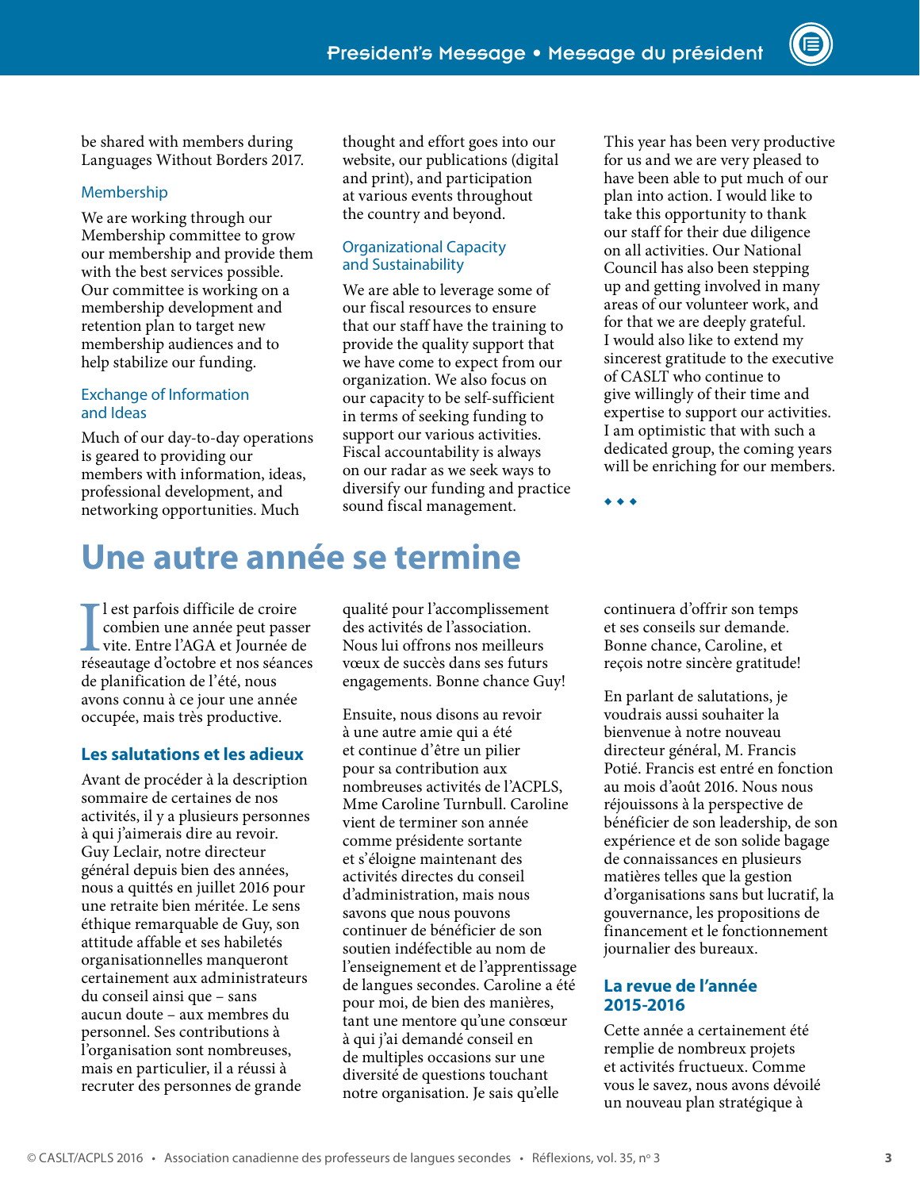be shared with members during Languages Without Borders 2017.

### Membership

We are working through our Membership committee to grow our membership and provide them with the best services possible. Our committee is working on a membership development and retention plan to target new membership audiences and to help stabilize our funding.

### Exchange of Information and Ideas

Much of our day-to-day operations is geared to providing our members with information, ideas, professional development, and networking opportunities. Much thought and effort goes into our website, our publications (digital and print), and participation at various events throughout the country and beyond.

### Organizational Capacity and Sustainability

We are able to leverage some of our fiscal resources to ensure that our staff have the training to provide the quality support that we have come to expect from our organization. We also focus on our capacity to be self-sufficient in terms of seeking funding to support our various activities. Fiscal accountability is always on our radar as we seek ways to diversify our funding and practice sound fiscal management.

This year has been very productive for us and we are very pleased to have been able to put much of our plan into action. I would like to take this opportunity to thank our staff for their due diligence on all activities. Our National Council has also been stepping up and getting involved in many areas of our volunteer work, and for that we are deeply grateful. I would also like to extend my sincerest gratitude to the executive of CASLT who continue to give willingly of their time and expertise to support our activities. I am optimistic that with such a dedicated group, the coming years will be enriching for our members.

◆ ◆ ◆

# Une autre année se termine

Il est parfois difficile de croire combien une année peut passer vite. Entre l'AGA et Journée de réseautage d'octobre et nos séances de planification de l'été, nous avons connu à ce jour une année occupée, mais très productive.

### Les salutations et les adieux

Avant de procéder à la description sommaire de certaines de nos activités, il y a plusieurs personnes à qui j'aimerais dire au revoir. Guy Leclair, notre directeur général depuis bien des années, nous a quittés en juillet 2016 pour une retraite bien méritée. Le sens éthique remarquable de Guy, son attitude affable et ses habiletés organisationnelles manqueront certainement aux administrateurs du conseil ainsi que – sans aucun doute – aux membres du personnel. Ses contributions à l'organisation sont nombreuses, mais en particulier, il a réussi à recruter des personnes de grande qualité pour l'accomplissement des activités de l'association. Nous lui offrons nos meilleurs vœux de succès dans ses futurs engagements. Bonne chance Guy!

Ensuite, nous disons au revoir à une autre amie qui a été et continue d'être un pilier pour sa contribution aux nombreuses activités de l'ACPLS, Mme Caroline Turnbull. Caroline vient de terminer son année comme présidente sortante et s'éloigne maintenant des activités directes du conseil d'administration, mais nous savons que nous pouvons continuer de bénéficier de son soutien indéfectible au nom de l'enseignement et de l'apprentissage de langues secondes. Caroline a été pour moi, de bien des manières, tant une mentore qu'une consœur à qui j'ai demandé conseil en de multiples occasions sur une diversité de questions touchant notre organisation. Je sais qu'elle continuera d'offrir son temps et ses conseils sur demande. Bonne chance, Caroline, et reçois notre sincère gratitude!

En parlant de salutations, je voudrais aussi souhaiter la bienvenue à notre nouveau directeur général, M. Francis Potié. Francis est entré en fonction au mois d'août 2016. Nous nous réjouissons à la perspective de bénéficier de son leadership, de son expérience et de son solide bagage de connaissances en plusieurs matières telles que la gestion d'organisations sans but lucratif, la gouvernance, les propositions de financement et le fonctionnement journalier des bureaux.

### La revue de l'année 2015-2016

Cette année a certainement été remplie de nombreux projets et activités fructueux. Comme vous le savez, nous avons dévoilé un nouveau plan stratégique à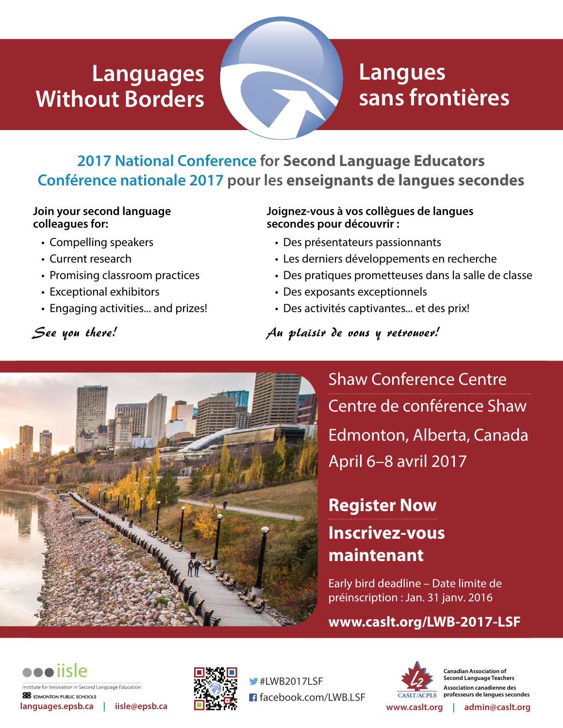# Languages Without Borders

# Langues sans frontières

## 2017 National Conference for Second Language Educators
## Conférence nationale 2017 pour les enseignants de langues secondes

**Join your second language colleagues for:**

- Compelling speakers
- Current research
- Promising classroom practices
- Exceptional exhibitors
- Engaging activities... and prizes!

*See you there!*

**Joignez-vous à vos collègues de langues secondes pour découvrir :**

- Des présentateurs passionnants
- Les derniers développements en recherche
- Des pratiques prometteuses dans la salle de classe
- Des exposants exceptionnels
- Des activités captivantes... et des prix!

*Au plaisir de vous y retrouver!*

Shaw Conference Centre

Centre de conférence Shaw

Edmonton, Alberta, Canada

April 6–8 avril 2017

**Register Now**

**Inscrivez-vous maintenant**

Early bird deadline – Date limite de préinscription : Jan. 31 janv. 2016

**www.caslt.org/LWB-2017-LSF**

iisle
Institute for Innovation in Second Language Education
Edmonton Public Schools
languages.epsb.ca | iisle@epsb.ca

#LWB2017LSF
facebook.com/LWB.LSF

CASLT/ACPLS
Canadian Association of Second Language Teachers
Association canadienne des professeurs de langues secondes
www.caslt.org | admin@caslt.org